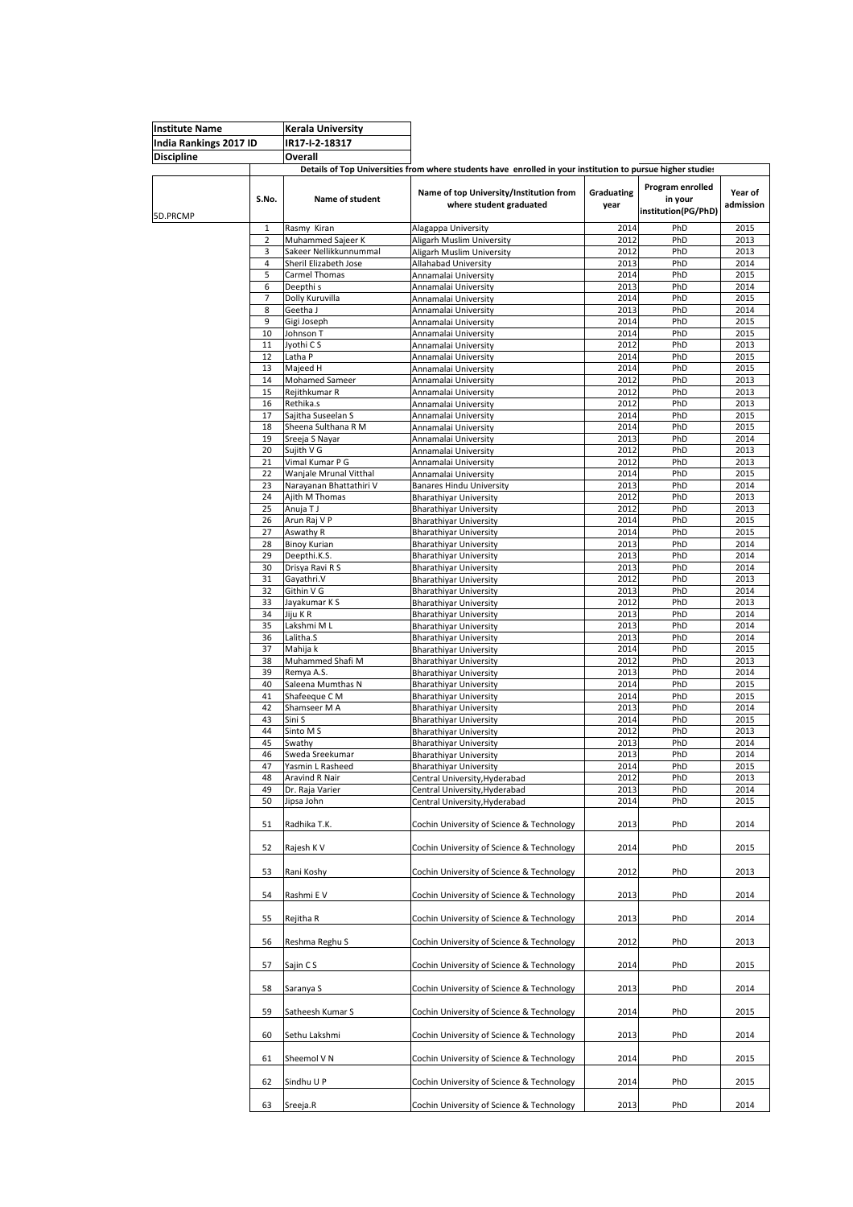| Institute Name | Kerala University |
|---|---|
| India Rankings 2017 ID | IR17-I-2-18317 |
| Discipline | Overall |

Details of Top Universities from where students have enrolled in your institution to pursue higher studies

| 5D.PRCMP | S.No. | Name of student | Name of top University/Institution from where student graduated | Graduating year | Program enrolled in your institution(PG/PhD) | Year of admission |
|---|---|---|---|---|---|---|
| | 1 | Rasmy Kiran | Alagappa University | 2014 | PhD | 2015 |
| | 2 | Muhammed Sajeer K | Aligarh Muslim University | 2012 | PhD | 2013 |
| | 3 | Sakeer Nellikkunnummal | Aligarh Muslim University | 2012 | PhD | 2013 |
| | 4 | Sheril Elizabeth Jose | Allahabad University | 2013 | PhD | 2014 |
| | 5 | Carmel Thomas | Annamalai University | 2014 | PhD | 2015 |
| | 6 | Deepthi s | Annamalai University | 2013 | PhD | 2014 |
| | 7 | Dolly Kuruvilla | Annamalai University | 2014 | PhD | 2015 |
| | 8 | Geetha J | Annamalai University | 2013 | PhD | 2014 |
| | 9 | Gigi Joseph | Annamalai University | 2014 | PhD | 2015 |
| | 10 | Johnson T | Annamalai University | 2014 | PhD | 2015 |
| | 11 | Jyothi C S | Annamalai University | 2012 | PhD | 2013 |
| | 12 | Latha P | Annamalai University | 2014 | PhD | 2015 |
| | 13 | Majeed H | Annamalai University | 2014 | PhD | 2015 |
| | 14 | Mohamed Sameer | Annamalai University | 2012 | PhD | 2013 |
| | 15 | Rejithkumar R | Annamalai University | 2012 | PhD | 2013 |
| | 16 | Rethika.s | Annamalai University | 2012 | PhD | 2013 |
| | 17 | Sajitha Suseelan S | Annamalai University | 2014 | PhD | 2015 |
| | 18 | Sheena Sulthana R M | Annamalai University | 2014 | PhD | 2015 |
| | 19 | Sreeja S Nayar | Annamalai University | 2013 | PhD | 2014 |
| | 20 | Sujith V G | Annamalai University | 2012 | PhD | 2013 |
| | 21 | Vimal Kumar P G | Annamalai University | 2012 | PhD | 2013 |
| | 22 | Wanjale Mrunal Vitthal | Annamalai University | 2014 | PhD | 2015 |
| | 23 | Narayanan Bhattathiri V | Banares Hindu University | 2013 | PhD | 2014 |
| | 24 | Ajith M Thomas | Bharathiyar University | 2012 | PhD | 2013 |
| | 25 | Anuja T J | Bharathiyar University | 2012 | PhD | 2013 |
| | 26 | Arun Raj V P | Bharathiyar University | 2014 | PhD | 2015 |
| | 27 | Aswathy R | Bharathiyar University | 2014 | PhD | 2015 |
| | 28 | Binoy Kurian | Bharathiyar University | 2013 | PhD | 2014 |
| | 29 | Deepthi.K.S. | Bharathiyar University | 2013 | PhD | 2014 |
| | 30 | Drisya Ravi R S | Bharathiyar University | 2013 | PhD | 2014 |
| | 31 | Gayathri.V | Bharathiyar University | 2012 | PhD | 2013 |
| | 32 | Githin V G | Bharathiyar University | 2013 | PhD | 2014 |
| | 33 | Jayakumar K S | Bharathiyar University | 2012 | PhD | 2013 |
| | 34 | Jiju K R | Bharathiyar University | 2013 | PhD | 2014 |
| | 35 | Lakshmi M L | Bharathiyar University | 2013 | PhD | 2014 |
| | 36 | Lalitha.S | Bharathiyar University | 2013 | PhD | 2014 |
| | 37 | Mahija k | Bharathiyar University | 2014 | PhD | 2015 |
| | 38 | Muhammed Shafi M | Bharathiyar University | 2012 | PhD | 2013 |
| | 39 | Remya A.S. | Bharathiyar University | 2013 | PhD | 2014 |
| | 40 | Saleena Mumthas N | Bharathiyar University | 2014 | PhD | 2015 |
| | 41 | Shafeeque C M | Bharathiyar University | 2014 | PhD | 2015 |
| | 42 | Shamseer M A | Bharathiyar University | 2013 | PhD | 2014 |
| | 43 | Sini S | Bharathiyar University | 2014 | PhD | 2015 |
| | 44 | Sinto M S | Bharathiyar University | 2012 | PhD | 2013 |
| | 45 | Swathy | Bharathiyar University | 2013 | PhD | 2014 |
| | 46 | Sweda Sreekumar | Bharathiyar University | 2013 | PhD | 2014 |
| | 47 | Yasmin L Rasheed | Bharathiyar University | 2014 | PhD | 2015 |
| | 48 | Aravind R Nair | Central University,Hyderabad | 2012 | PhD | 2013 |
| | 49 | Dr. Raja Varier | Central University,Hyderabad | 2013 | PhD | 2014 |
| | 50 | Jipsa John | Central University,Hyderabad | 2014 | PhD | 2015 |
| | 51 | Radhika T.K. | Cochin University of Science & Technology | 2013 | PhD | 2014 |
| | 52 | Rajesh K V | Cochin University of Science & Technology | 2014 | PhD | 2015 |
| | 53 | Rani Koshy | Cochin University of Science & Technology | 2012 | PhD | 2013 |
| | 54 | Rashmi E V | Cochin University of Science & Technology | 2013 | PhD | 2014 |
| | 55 | Rejitha R | Cochin University of Science & Technology | 2013 | PhD | 2014 |
| | 56 | Reshma Reghu S | Cochin University of Science & Technology | 2012 | PhD | 2013 |
| | 57 | Sajin C S | Cochin University of Science & Technology | 2014 | PhD | 2015 |
| | 58 | Saranya S | Cochin University of Science & Technology | 2013 | PhD | 2014 |
| | 59 | Satheesh Kumar S | Cochin University of Science & Technology | 2014 | PhD | 2015 |
| | 60 | Sethu Lakshmi | Cochin University of Science & Technology | 2013 | PhD | 2014 |
| | 61 | Sheemol V N | Cochin University of Science & Technology | 2014 | PhD | 2015 |
| | 62 | Sindhu U P | Cochin University of Science & Technology | 2014 | PhD | 2015 |
| | 63 | Sreeja.R | Cochin University of Science & Technology | 2013 | PhD | 2014 |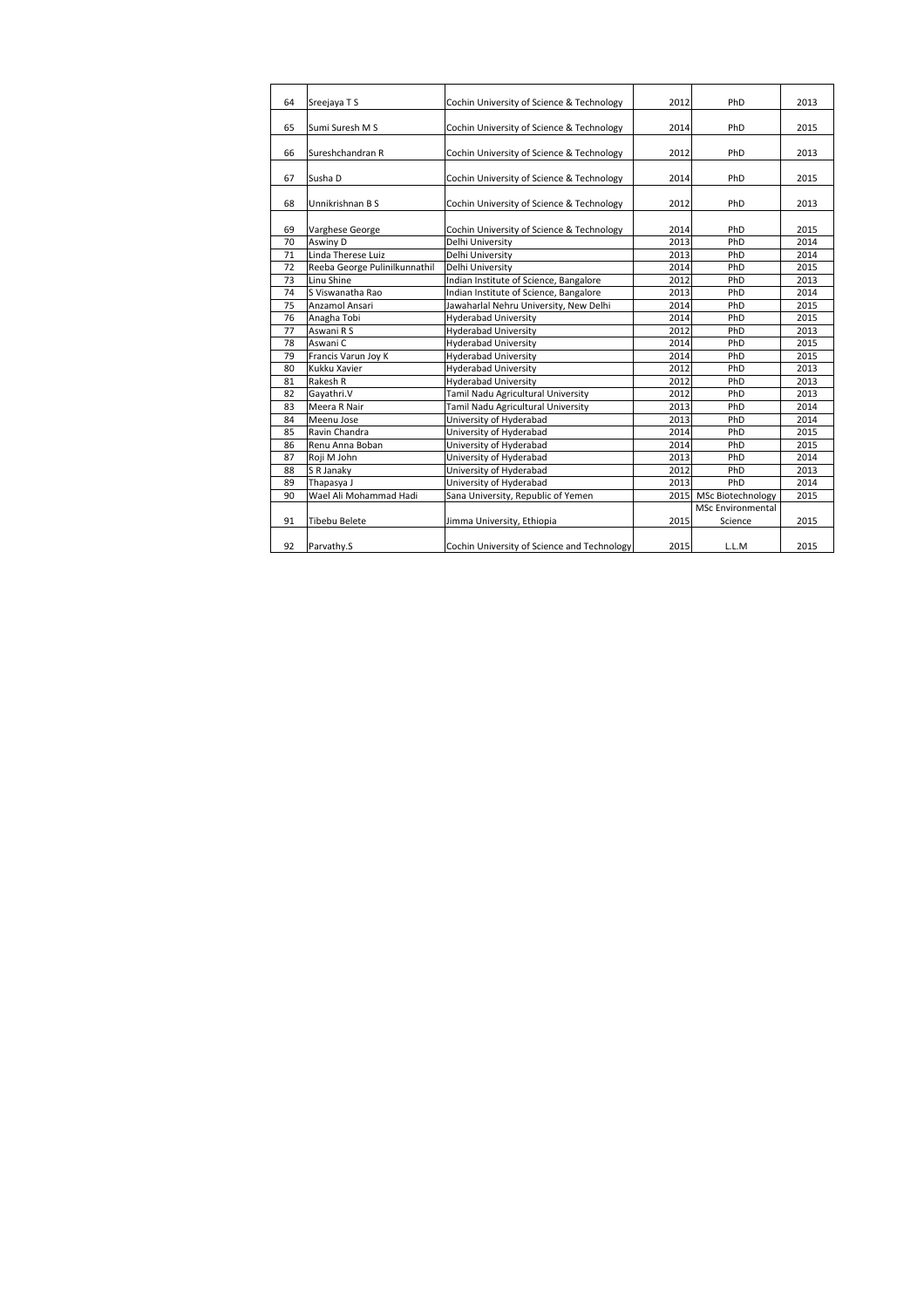| | | | | | |
|---|---|---|---|---|---|
| 64 | Sreejaya T S | Cochin University of Science & Technology | 2012 | PhD | 2013 |
| 65 | Sumi Suresh M S | Cochin University of Science & Technology | 2014 | PhD | 2015 |
| 66 | Sureshchandran R | Cochin University of Science & Technology | 2012 | PhD | 2013 |
| 67 | Susha D | Cochin University of Science & Technology | 2014 | PhD | 2015 |
| 68 | Unnikrishnan B S | Cochin University of Science & Technology | 2012 | PhD | 2013 |
| 69 | Varghese George | Cochin University of Science & Technology | 2014 | PhD | 2015 |
| 70 | Aswiny D | Delhi University | 2013 | PhD | 2014 |
| 71 | Linda Therese Luiz | Delhi University | 2013 | PhD | 2014 |
| 72 | Reeba George Pulinilkunnathil | Delhi University | 2014 | PhD | 2015 |
| 73 | Linu Shine | Indian Institute of Science, Bangalore | 2012 | PhD | 2013 |
| 74 | S Viswanatha Rao | Indian Institute of Science, Bangalore | 2013 | PhD | 2014 |
| 75 | Anzamol Ansari | Jawaharlal Nehru University, New Delhi | 2014 | PhD | 2015 |
| 76 | Anagha Tobi | Hyderabad University | 2014 | PhD | 2015 |
| 77 | Aswani R S | Hyderabad University | 2012 | PhD | 2013 |
| 78 | Aswani C | Hyderabad University | 2014 | PhD | 2015 |
| 79 | Francis Varun Joy K | Hyderabad University | 2014 | PhD | 2015 |
| 80 | Kukku Xavier | Hyderabad University | 2012 | PhD | 2013 |
| 81 | Rakesh R | Hyderabad University | 2012 | PhD | 2013 |
| 82 | Gayathri.V | Tamil Nadu Agricultural University | 2012 | PhD | 2013 |
| 83 | Meera R Nair | Tamil Nadu Agricultural University | 2013 | PhD | 2014 |
| 84 | Meenu Jose | University of Hyderabad | 2013 | PhD | 2014 |
| 85 | Ravin Chandra | University of Hyderabad | 2014 | PhD | 2015 |
| 86 | Renu Anna Boban | University of Hyderabad | 2014 | PhD | 2015 |
| 87 | Roji M John | University of Hyderabad | 2013 | PhD | 2014 |
| 88 | S R Janaky | University of Hyderabad | 2012 | PhD | 2013 |
| 89 | Thapasya J | University of Hyderabad | 2013 | PhD | 2014 |
| 90 | Wael Ali Mohammad Hadi | Sana University, Republic of Yemen | 2015 | MSc Biotechnology | 2015 |
| 91 | Tibebu Belete | Jimma University, Ethiopia | 2015 | MSc Environmental Science | 2015 |
| 92 | Parvathy.S | Cochin University of Science and Technology | 2015 | L.L.M | 2015 |